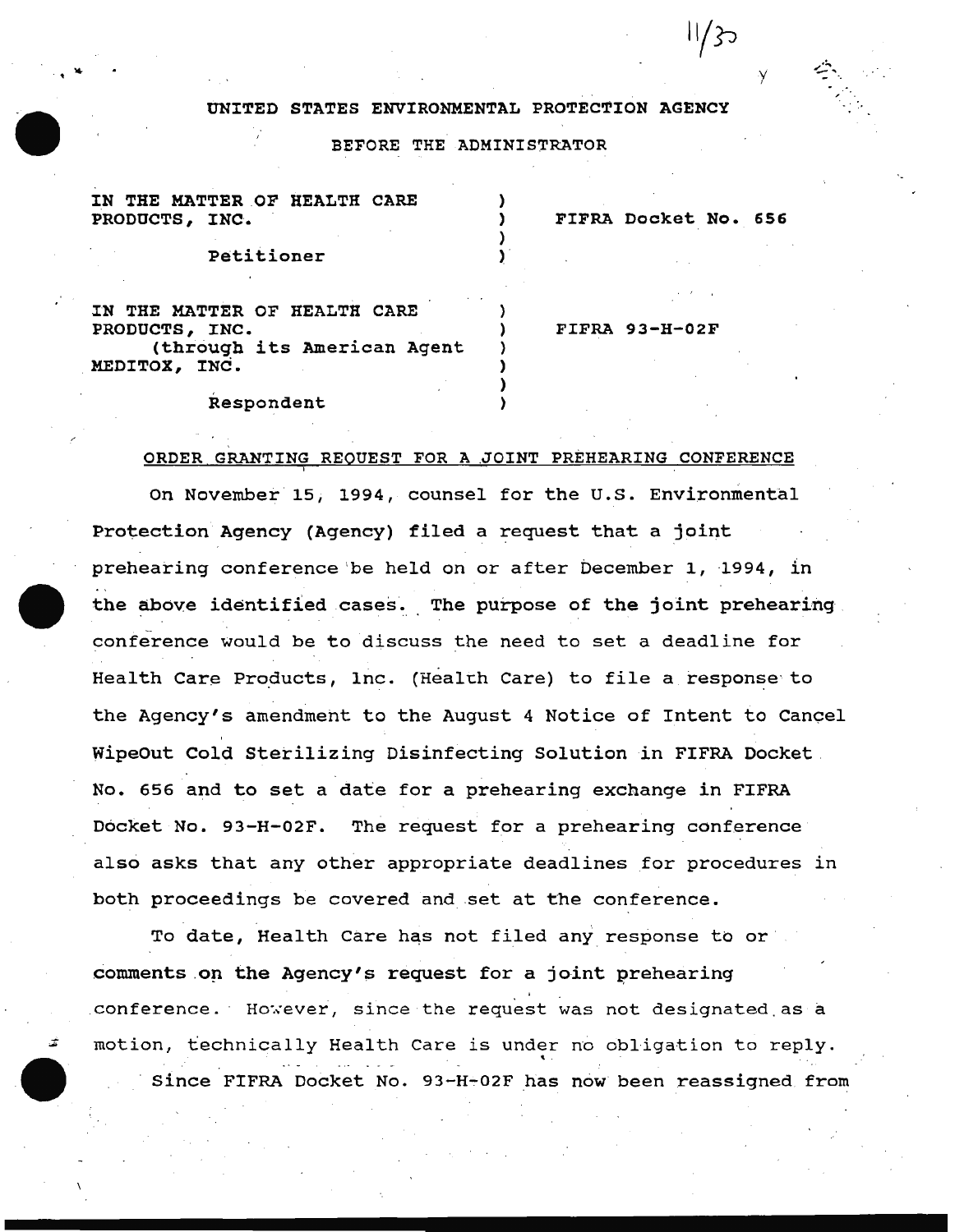UNITED STATES ENVIRONMENTAL PROTECTION AGENCY

BEFORE THE ADMINISTRATOR

| | | |
|---|---|---|
| IN THE MATTER OF HEALTH CARE PRODUCTS, INC.<br><br>Petitioner | ) | FIFRA Docket No. 656 |
| IN THE MATTER OF HEALTH CARE PRODUCTS, INC. (through its American Agent MEDITOX, INC.<br><br>Respondent | ) | FIFRA 93-H-02F |

ORDER GRANTING REQUEST FOR A JOINT PREHEARING CONFERENCE

On November 15, 1994, counsel for the U.S. Environmental Protection Agency (Agency) filed a request that a joint prehearing conference be held on or after December 1, 1994, in the above identified cases. The purpose of the joint prehearing conference would be to discuss the need to set a deadline for Health Care Products, Inc. (Health Care) to file a response to the Agency's amendment to the August 4 Notice of Intent to Cancel WipeOut Cold Sterilizing Disinfecting Solution in FIFRA Docket No. 656 and to set a date for a prehearing exchange in FIFRA Docket No. 93-H-02F. The request for a prehearing conference also asks that any other appropriate deadlines for procedures in both proceedings be covered and set at the conference.

To date, Health Care has not filed any response to or comments on the Agency's request for a joint prehearing conference. However, since the request was not designated as a motion, technically Health Care is under no obligation to reply.

Since FIFRA Docket No. 93-H-02F has now been reassigned from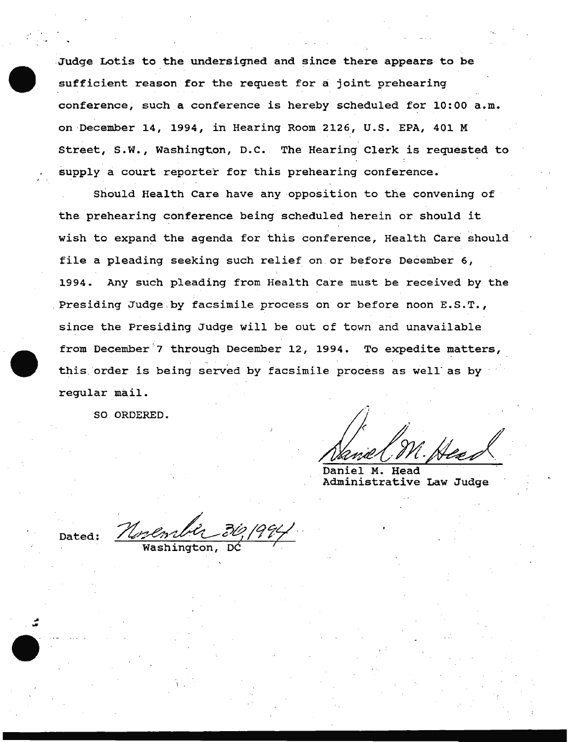Judge Lotis to the undersigned and since there appears to be sufficient reason for the request for a joint prehearing conference, such a conference is hereby scheduled for 10:00 a.m. on December 14, 1994, in Hearing Room 2126, U.S. EPA, 401 M Street, S.W., Washington, D.C. The Hearing Clerk is requested to supply a court reporter for this prehearing conference.

Should Health Care have any opposition to the convening of the prehearing conference being scheduled herein or should it wish to expand the agenda for this conference, Health Care should file a pleading seeking such relief on or before December 6, 1994. Any such pleading from Health Care must be received by the Presiding Judge by facsimile process on or before noon E.S.T., since the Presiding Judge will be out of town and unavailable from December 7 through December 12, 1994. To expedite matters, this order is being served by facsimile process as well as by regular mail.

SO ORDERED.

Daniel M. Head
Administrative Law Judge

Dated: November 30, 1994
Washington, DC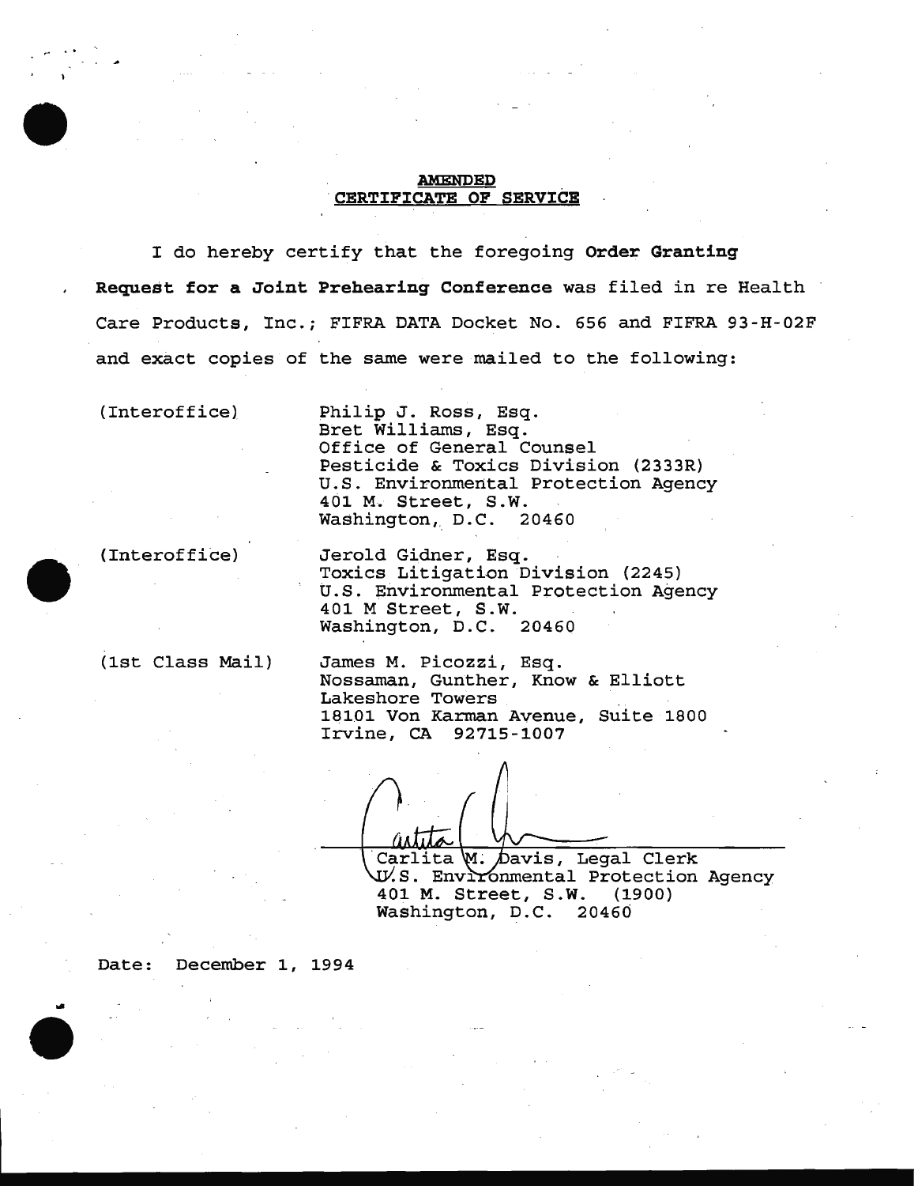**AMENDED**
**CERTIFICATE OF SERVICE**

I do hereby certify that the foregoing **Order Granting Request for a Joint Prehearing Conference** was filed in re Health Care Products, Inc.; FIFRA DATA Docket No. 656 and FIFRA 93-H-02F and exact copies of the same were mailed to the following:

(Interoffice)

Philip J. Ross, Esq.
Bret Williams, Esq.
Office of General Counsel
Pesticide & Toxics Division (2333R)
U.S. Environmental Protection Agency
401 M. Street, S.W.
Washington, D.C. 20460

(Interoffice)

Jerold Gidner, Esq.
Toxics Litigation Division (2245)
U.S. Environmental Protection Agency
401 M Street, S.W.
Washington, D.C. 20460

(1st Class Mail)

James M. Picozzi, Esq.
Nossaman, Gunther, Know & Elliott
Lakeshore Towers
18101 Von Karman Avenue, Suite 1800
Irvine, CA 92715-1007

Carlita M. Davis, Legal Clerk
U.S. Environmental Protection Agency
401 M. Street, S.W. (1900)
Washington, D.C. 20460

Date: December 1, 1994